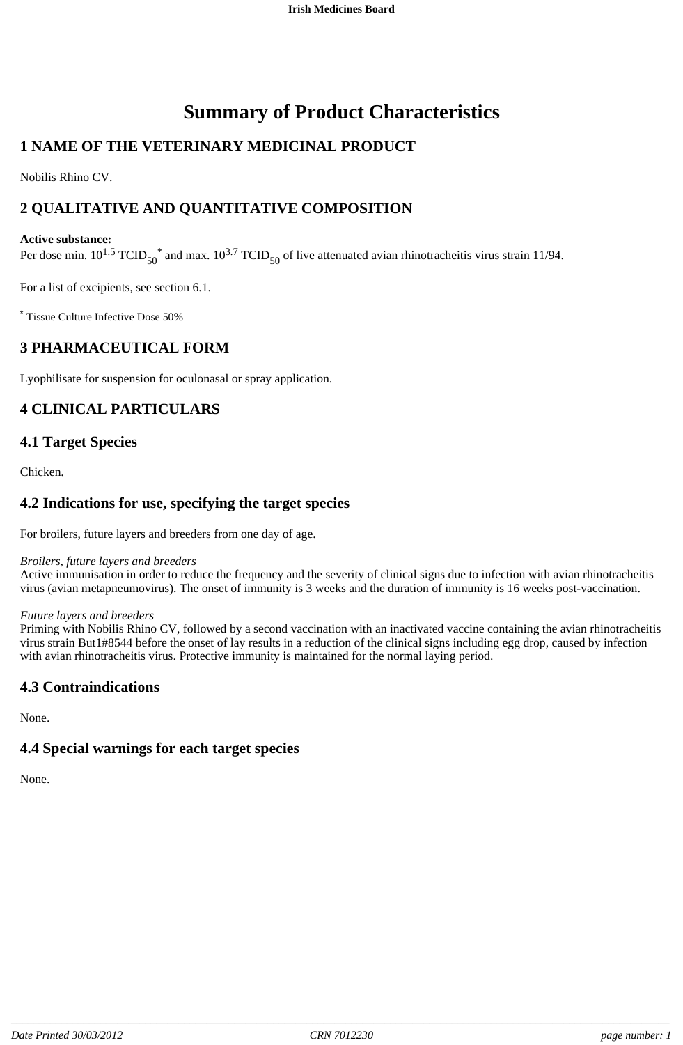# Summary of Product Characteristics

## 1 NAME OF THE VETERINARY MEDICINAL PRODUCT

Nobilis Rhino CV.

## 2 QUALITATIVE AND QUANTITATIVE COMPOSITION

**Active substance:**
Per dose min. $10^{1.5}$ $TCID_{50}$* and max. $10^{3.7}$ $TCID_{50}$ of live attenuated avian rhinotracheitis virus strain 11/94.

For a list of excipients, see section 6.1.

* Tissue Culture Infective Dose 50%

## 3 PHARMACEUTICAL FORM

Lyophilisate for suspension for oculonasal or spray application.

## 4 CLINICAL PARTICULARS

### 4.1 Target Species

Chicken.

### 4.2 Indications for use, specifying the target species

For broilers, future layers and breeders from one day of age.

*Broilers, future layers and breeders*
Active immunisation in order to reduce the frequency and the severity of clinical signs due to infection with avian rhinotracheitis virus (avian metapneumovirus). The onset of immunity is 3 weeks and the duration of immunity is 16 weeks post-vaccination.

*Future layers and breeders*
Priming with Nobilis Rhino CV, followed by a second vaccination with an inactivated vaccine containing the avian rhinotracheitis virus strain But1#8544 before the onset of lay results in a reduction of the clinical signs including egg drop, caused by infection with avian rhinotracheitis virus. Protective immunity is maintained for the normal laying period.

### 4.3 Contraindications

None.

### 4.4 Special warnings for each target species

None.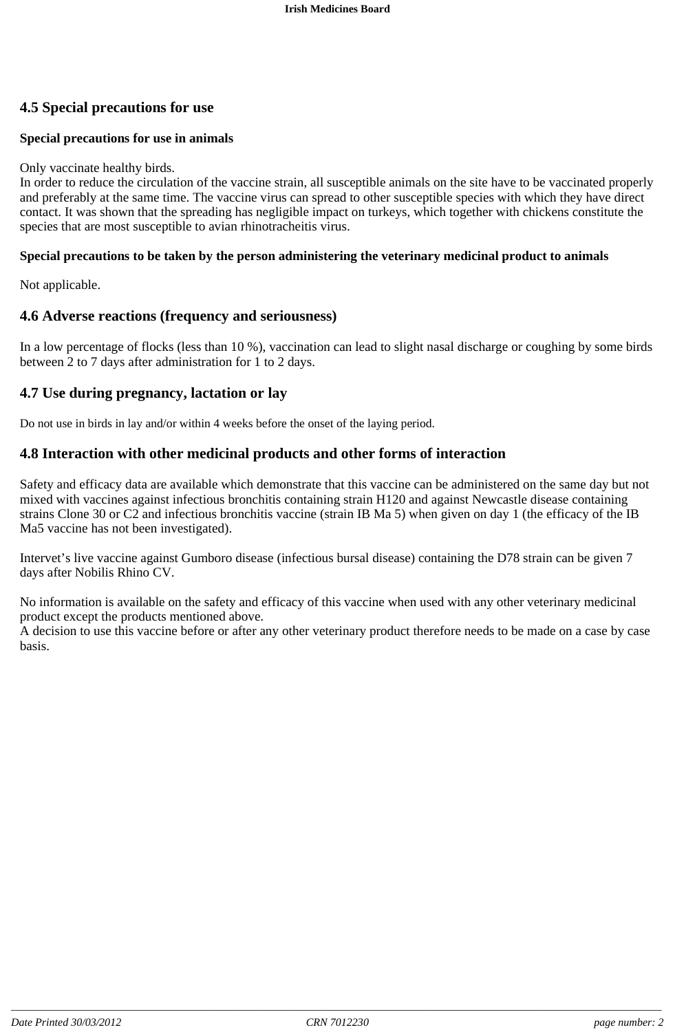## 4.5 Special precautions for use

### Special precautions for use in animals

Only vaccinate healthy birds.
In order to reduce the circulation of the vaccine strain, all susceptible animals on the site have to be vaccinated properly and preferably at the same time. The vaccine virus can spread to other susceptible species with which they have direct contact. It was shown that the spreading has negligible impact on turkeys, which together with chickens constitute the species that are most susceptible to avian rhinotracheitis virus.

### Special precautions to be taken by the person administering the veterinary medicinal product to animals

Not applicable.

## 4.6 Adverse reactions (frequency and seriousness)

In a low percentage of flocks (less than 10 %), vaccination can lead to slight nasal discharge or coughing by some birds between 2 to 7 days after administration for 1 to 2 days.

## 4.7 Use during pregnancy, lactation or lay

Do not use in birds in lay and/or within 4 weeks before the onset of the laying period.

## 4.8 Interaction with other medicinal products and other forms of interaction

Safety and efficacy data are available which demonstrate that this vaccine can be administered on the same day but not mixed with vaccines against infectious bronchitis containing strain H120 and against Newcastle disease containing strains Clone 30 or C2 and infectious bronchitis vaccine (strain IB Ma 5) when given on day 1 (the efficacy of the IB Ma5 vaccine has not been investigated).

Intervet's live vaccine against Gumboro disease (infectious bursal disease) containing the D78 strain can be given 7 days after Nobilis Rhino CV.

No information is available on the safety and efficacy of this vaccine when used with any other veterinary medicinal product except the products mentioned above.
A decision to use this vaccine before or after any other veterinary product therefore needs to be made on a case by case basis.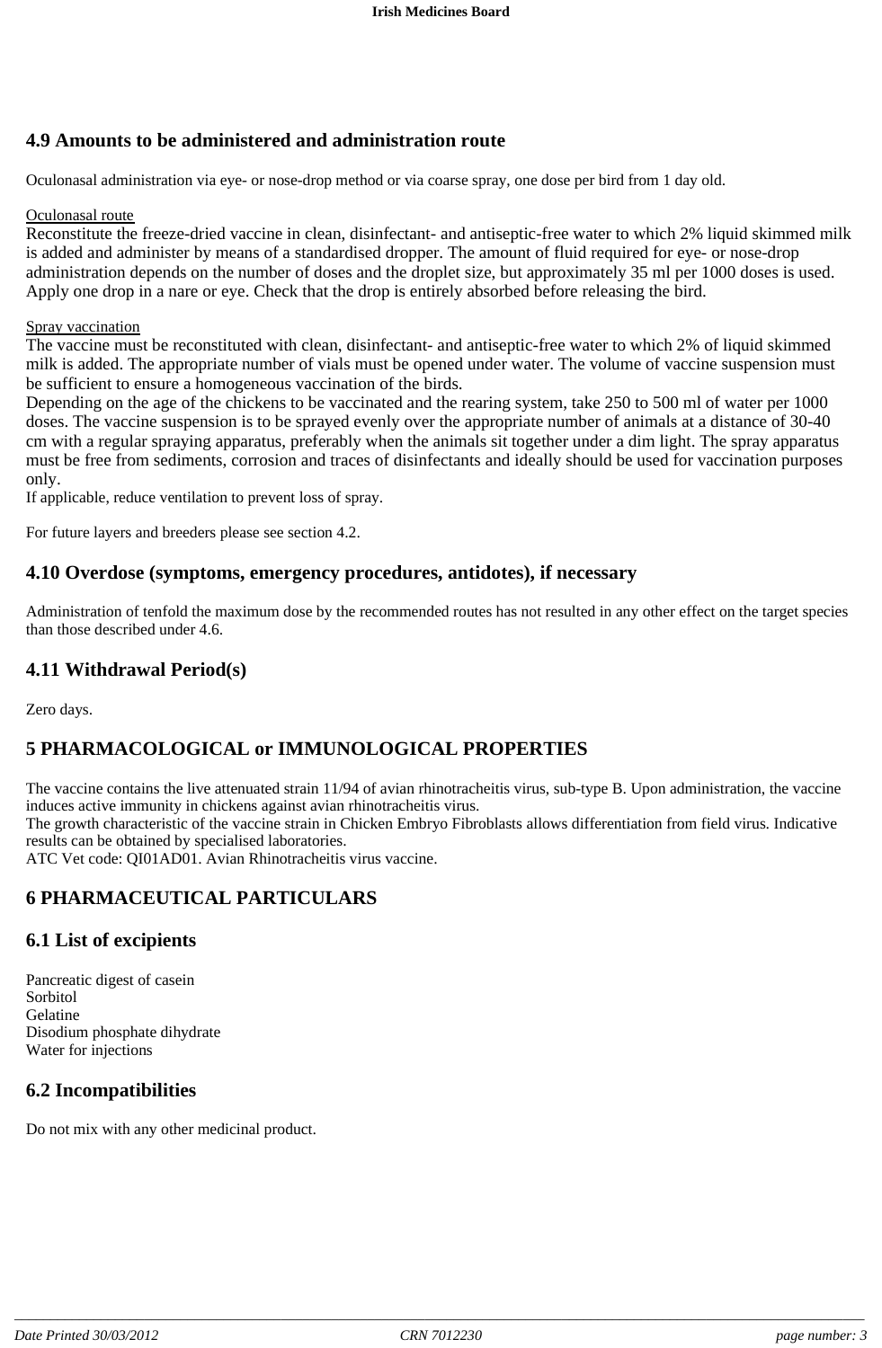## 4.9 Amounts to be administered and administration route

Oculonasal administration via eye- or nose-drop method or via coarse spray, one dose per bird from 1 day old.

Oculonasal route

Reconstitute the freeze-dried vaccine in clean, disinfectant- and antiseptic-free water to which 2% liquid skimmed milk is added and administer by means of a standardised dropper. The amount of fluid required for eye- or nose-drop administration depends on the number of doses and the droplet size, but approximately 35 ml per 1000 doses is used. Apply one drop in a nare or eye. Check that the drop is entirely absorbed before releasing the bird.

Spray vaccination

The vaccine must be reconstituted with clean, disinfectant- and antiseptic-free water to which 2% of liquid skimmed milk is added. The appropriate number of vials must be opened under water. The volume of vaccine suspension must be sufficient to ensure a homogeneous vaccination of the birds.

Depending on the age of the chickens to be vaccinated and the rearing system, take 250 to 500 ml of water per 1000 doses. The vaccine suspension is to be sprayed evenly over the appropriate number of animals at a distance of 30-40 cm with a regular spraying apparatus, preferably when the animals sit together under a dim light. The spray apparatus must be free from sediments, corrosion and traces of disinfectants and ideally should be used for vaccination purposes only.

If applicable, reduce ventilation to prevent loss of spray.

For future layers and breeders please see section 4.2.

## 4.10 Overdose (symptoms, emergency procedures, antidotes), if necessary

Administration of tenfold the maximum dose by the recommended routes has not resulted in any other effect on the target species than those described under 4.6.

## 4.11 Withdrawal Period(s)

Zero days.

# 5 PHARMACOLOGICAL or IMMUNOLOGICAL PROPERTIES

The vaccine contains the live attenuated strain 11/94 of avian rhinotracheitis virus, sub-type B. Upon administration, the vaccine induces active immunity in chickens against avian rhinotracheitis virus.

The growth characteristic of the vaccine strain in Chicken Embryo Fibroblasts allows differentiation from field virus. Indicative results can be obtained by specialised laboratories.

ATC Vet code: QI01AD01. Avian Rhinotracheitis virus vaccine.

# 6 PHARMACEUTICAL PARTICULARS

## 6.1 List of excipients

Pancreatic digest of casein
Sorbitol
Gelatine
Disodium phosphate dihydrate
Water for injections

## 6.2 Incompatibilities

Do not mix with any other medicinal product.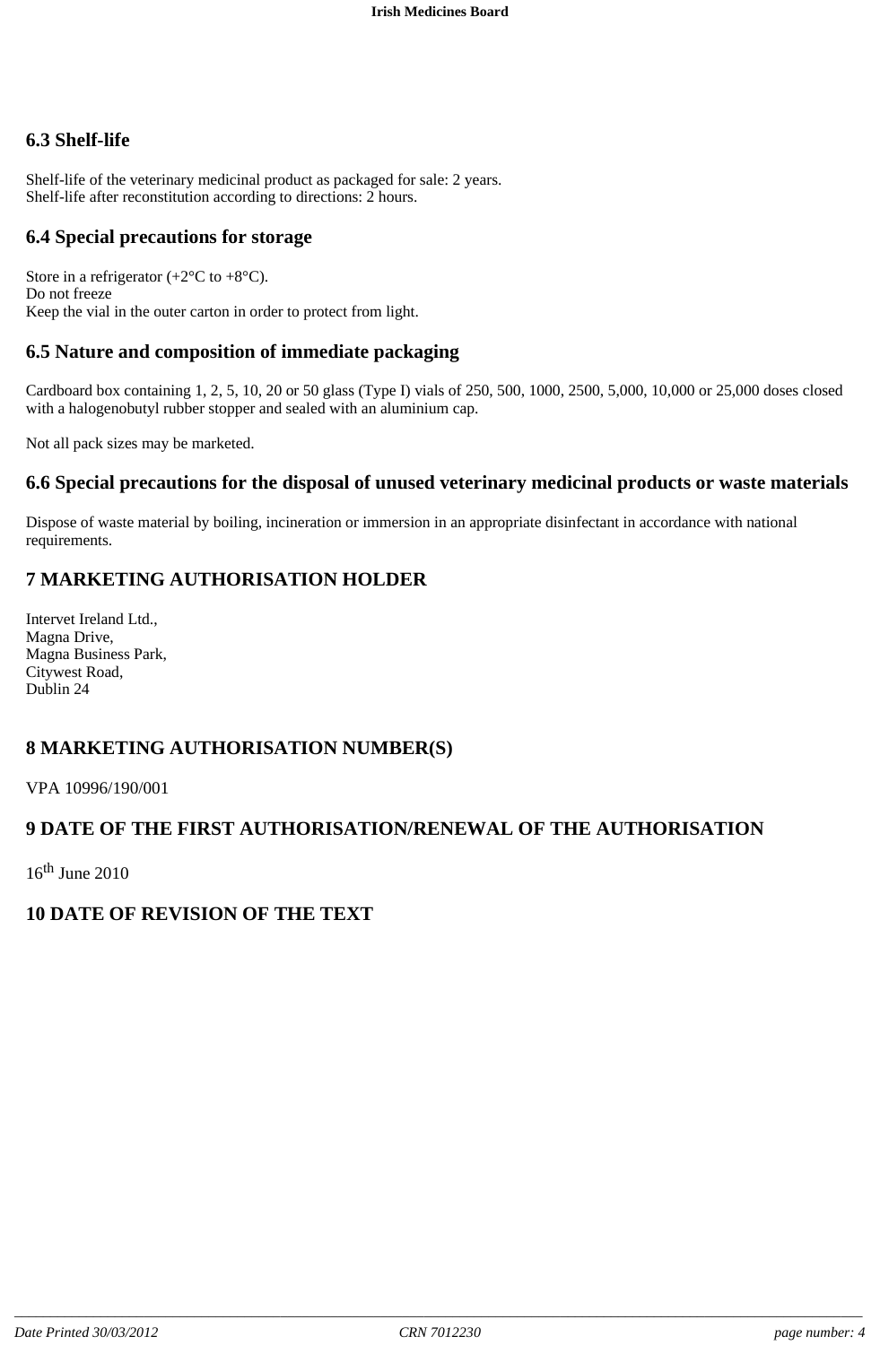## 6.3 Shelf-life

Shelf-life of the veterinary medicinal product as packaged for sale: 2 years.
Shelf-life after reconstitution according to directions: 2 hours.

## 6.4 Special precautions for storage

Store in a refrigerator (+2°C to +8°C).
Do not freeze
Keep the vial in the outer carton in order to protect from light.

## 6.5 Nature and composition of immediate packaging

Cardboard box containing 1, 2, 5, 10, 20 or 50 glass (Type I) vials of 250, 500, 1000, 2500, 5,000, 10,000 or 25,000 doses closed with a halogenobutyl rubber stopper and sealed with an aluminium cap.

Not all pack sizes may be marketed.

## 6.6 Special precautions for the disposal of unused veterinary medicinal products or waste materials

Dispose of waste material by boiling, incineration or immersion in an appropriate disinfectant in accordance with national requirements.

# 7 MARKETING AUTHORISATION HOLDER

Intervet Ireland Ltd.,
Magna Drive,
Magna Business Park,
Citywest Road,
Dublin 24

# 8 MARKETING AUTHORISATION NUMBER(S)

VPA 10996/190/001

# 9 DATE OF THE FIRST AUTHORISATION/RENEWAL OF THE AUTHORISATION

16th June 2010

# 10 DATE OF REVISION OF THE TEXT